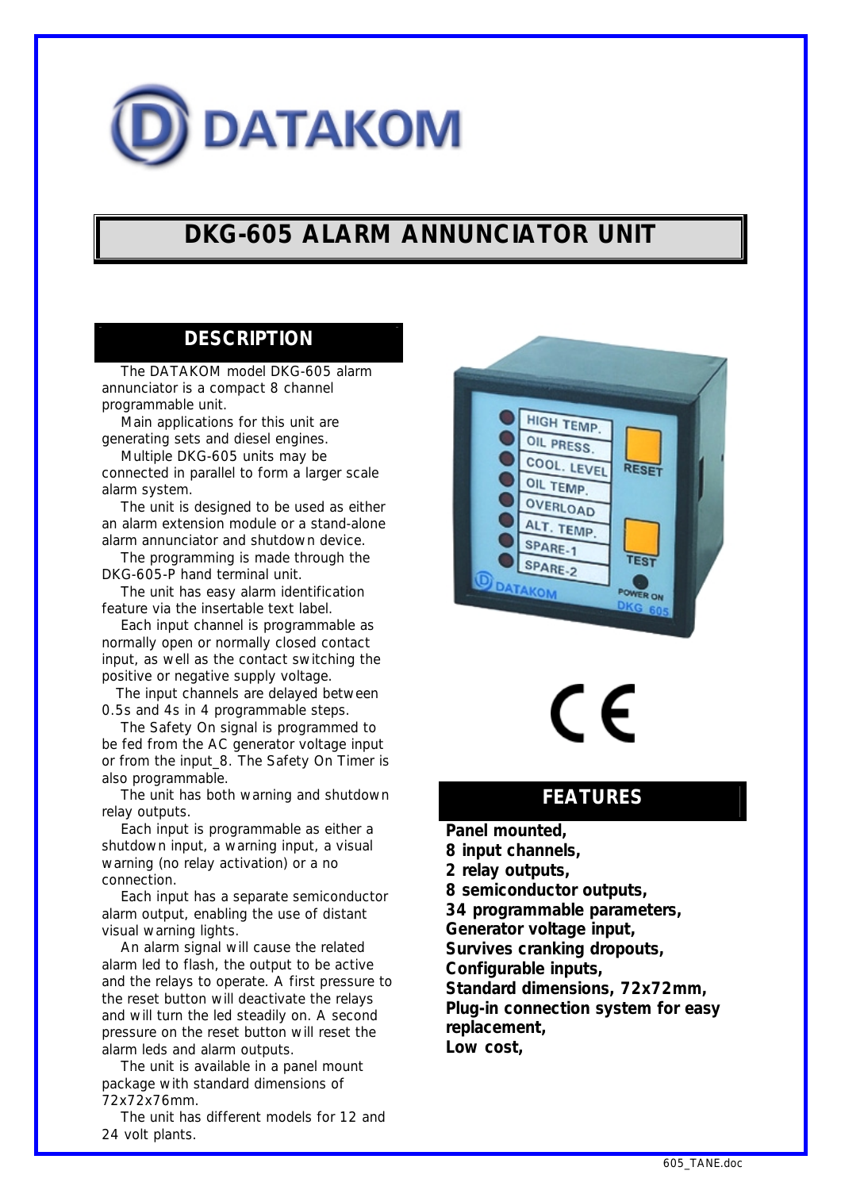DATAKOM

# DKG-605 ALARM ANNUNCIATOR UNIT

## DESCRIPTION

The DATAKOM model DKG-605 alarm annunciator is a compact 8 channel programmable unit.

Main applications for this unit are generating sets and diesel engines.

Multiple DKG-605 units may be connected in parallel to form a larger scale alarm system.

The unit is designed to be used as either an alarm extension module or a stand-alone alarm annunciator and shutdown device.

The programming is made through the DKG-605-P hand terminal unit.

The unit has easy alarm identification feature via the insertable text label.

Each input channel is programmable as normally open or normally closed contact input, as well as the contact switching the positive or negative supply voltage.

The input channels are delayed between 0.5s and 4s in 4 programmable steps.

The Safety On signal is programmed to be fed from the AC generator voltage input or from the input_8. The Safety On Timer is also programmable.

The unit has both warning and shutdown relay outputs.

Each input is programmable as either a shutdown input, a warning input, a visual warning (no relay activation) or a no connection.

Each input has a separate semiconductor alarm output, enabling the use of distant visual warning lights.

An alarm signal will cause the related alarm led to flash, the output to be active and the relays to operate. A first pressure to the reset button will deactivate the relays and will turn the led steadily on. A second pressure on the reset button will reset the alarm leds and alarm outputs.

The unit is available in a panel mount package with standard dimensions of 72x72x76mm.

The unit has different models for 12 and 24 volt plants.

## FEATURES

**Panel mounted,**
**8 input channels,**
**2 relay outputs,**
**8 semiconductor outputs,**
**34 programmable parameters,**
**Generator voltage input,**
**Survives cranking dropouts,**
**Configurable inputs,**
**Standard dimensions, 72x72mm,**
**Plug-in connection system for easy replacement,**
**Low cost,**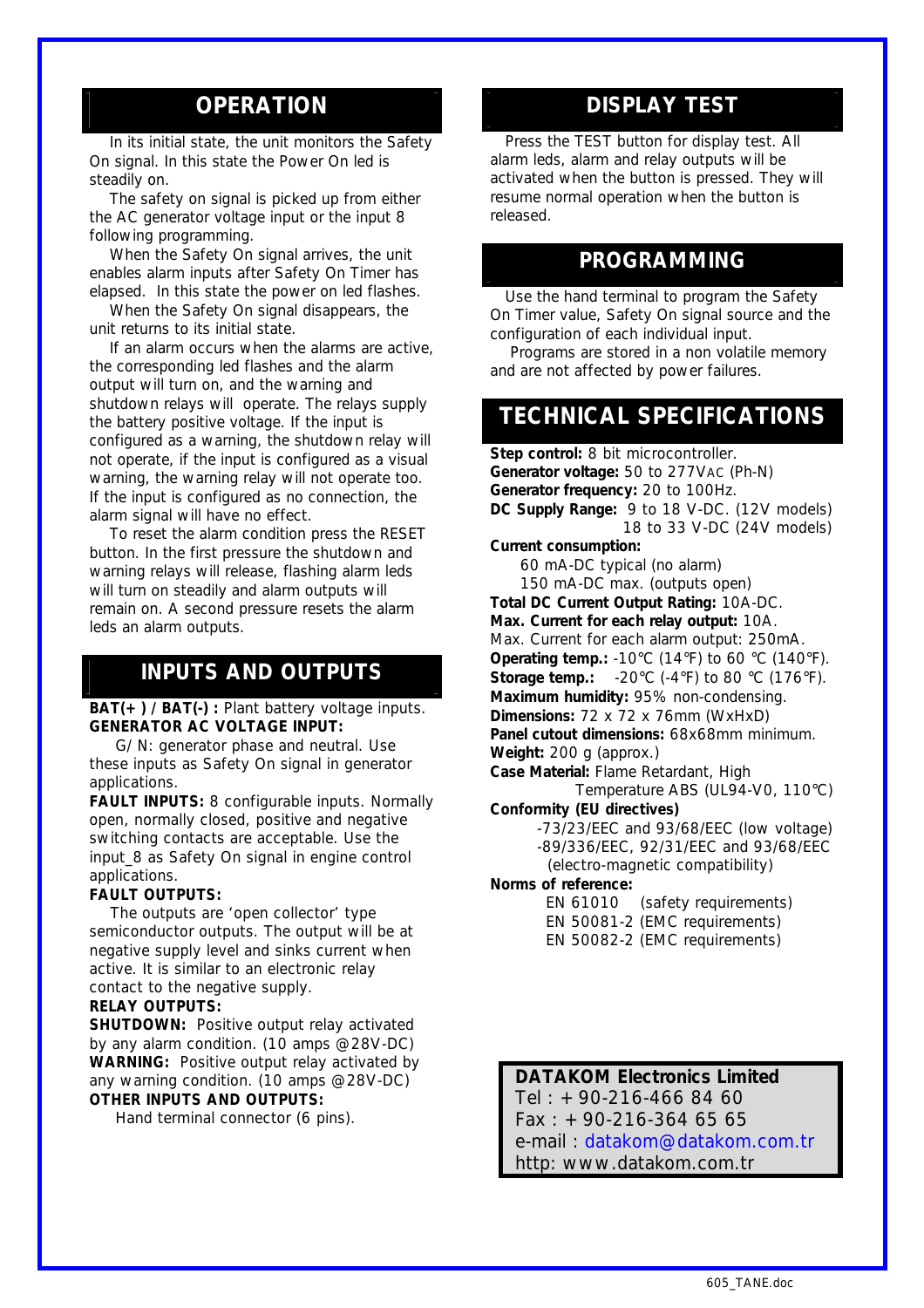## OPERATION

In its initial state, the unit monitors the Safety On signal. In this state the Power On led is steadily on.

The safety on signal is picked up from either the AC generator voltage input or the input 8 following programming.

When the Safety On signal arrives, the unit enables alarm inputs after Safety On Timer has elapsed. In this state the power on led flashes.

When the Safety On signal disappears, the unit returns to its initial state.

If an alarm occurs when the alarms are active, the corresponding led flashes and the alarm output will turn on, and the warning and shutdown relays will operate. The relays supply the battery positive voltage. If the input is configured as a warning, the shutdown relay will not operate, if the input is configured as a visual warning, the warning relay will not operate too. If the input is configured as no connection, the alarm signal will have no effect.

To reset the alarm condition press the RESET button. In the first pressure the shutdown and warning relays will release, flashing alarm leds will turn on steadily and alarm outputs will remain on. A second pressure resets the alarm leds an alarm outputs.

## INPUTS AND OUTPUTS

**BAT(+ ) / BAT(-) :** Plant battery voltage inputs.
**GENERATOR AC VOLTAGE INPUT:**

G/ N: generator phase and neutral. Use these inputs as Safety On signal in generator applications.

**FAULT INPUTS:** 8 configurable inputs. Normally open, normally closed, positive and negative switching contacts are acceptable. Use the input_8 as Safety On signal in engine control applications.

**FAULT OUTPUTS:**

The outputs are 'open collector' type semiconductor outputs. The output will be at negative supply level and sinks current when active. It is similar to an electronic relay contact to the negative supply.

**RELAY OUTPUTS:**
**SHUTDOWN:** Positive output relay activated by any alarm condition. (10 amps @28V-DC)
**WARNING:** Positive output relay activated by any warning condition. (10 amps @28V-DC)
**OTHER INPUTS AND OUTPUTS:**

Hand terminal connector (6 pins).

## DISPLAY TEST

Press the TEST button for display test. All alarm leds, alarm and relay outputs will be activated when the button is pressed. They will resume normal operation when the button is released.

## PROGRAMMING

Use the hand terminal to program the Safety On Timer value, Safety On signal source and the configuration of each individual input.

Programs are stored in a non volatile memory and are not affected by power failures.

## TECHNICAL SPECIFICATIONS

**Step control:** 8 bit microcontroller.
**Generator voltage:** 50 to 277VAC (Ph-N)
**Generator frequency:** 20 to 100Hz.
**DC Supply Range:** 9 to 18 V-DC. (12V models)
18 to 33 V-DC (24V models)
**Current consumption:**
60 mA-DC typical (no alarm)
150 mA-DC max. (outputs open)
**Total DC Current Output Rating:** 10A-DC.
**Max. Current for each relay output:** 10A.
Max. Current for each alarm output: 250mA.
**Operating temp.:** -10°C (14°F) to 60 °C (140°F).
**Storage temp.:** -20°C (-4°F) to 80 °C (176°F).
**Maximum humidity:** 95% non-condensing.
**Dimensions:** 72 x 72 x 76mm (WxHxD)
**Panel cutout dimensions:** 68x68mm minimum.
**Weight:** 200 g (approx.)
**Case Material:** Flame Retardant, High Temperature ABS (UL94-V0, 110°C)
**Conformity (EU directives)**
-73/23/EEC and 93/68/EEC (low voltage)
-89/336/EEC, 92/31/EEC and 93/68/EEC (electro-magnetic compatibility)
**Norms of reference:**
EN 61010 (safety requirements)
EN 50081-2 (EMC requirements)
EN 50082-2 (EMC requirements)

**DATAKOM Electronics Limited**
Tel : + 90-216-466 84 60
Fax : + 90-216-364 65 65
e-mail : datakom@datakom.com.tr
http: www.datakom.com.tr

605_TANE.doc